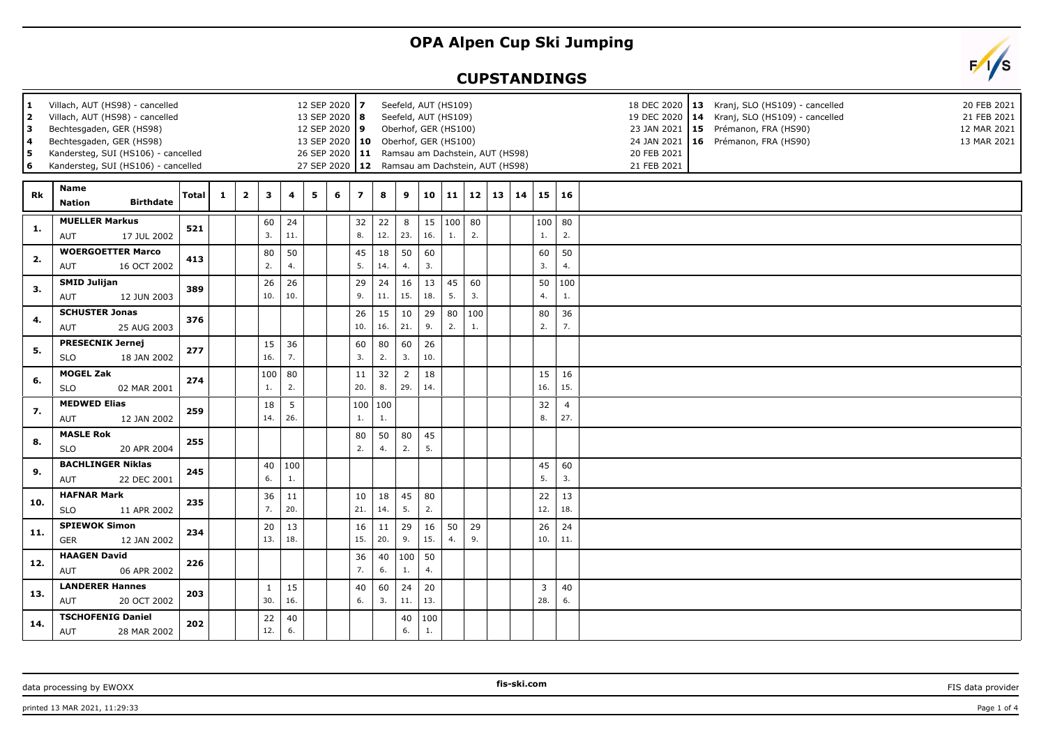# OPA Alpen Cup Ski Jumping

## CUPSTANDINGS

| No. | Venue | Date |
|---|---|---|
| 1 | Villach, AUT (HS98) - cancelled | 12 SEP 2020 |
| 2 | Villach, AUT (HS98) - cancelled | 13 SEP 2020 |
| 3 | Bechtesgaden, GER (HS98) | 12 SEP 2020 |
| 4 | Bechtesgaden, GER (HS98) | 13 SEP 2020 |
| 5 | Kandersteg, SUI (HS106) - cancelled | 26 SEP 2020 |
| 6 | Kandersteg, SUI (HS106) - cancelled | 27 SEP 2020 |
| 7 | Seefeld, AUT (HS109) | 18 DEC 2020 |
| 8 | Seefeld, AUT (HS109) | 19 DEC 2020 |
| 9 | Oberhof, GER (HS100) | 23 JAN 2021 |
| 10 | Oberhof, GER (HS100) | 24 JAN 2021 |
| 11 | Ramsau am Dachstein, AUT (HS98) | 20 FEB 2021 |
| 12 | Ramsau am Dachstein, AUT (HS98) | 21 FEB 2021 |
| 13 | Kranj, SLO (HS109) - cancelled | 20 FEB 2021 |
| 14 | Kranj, SLO (HS109) - cancelled | 21 FEB 2021 |
| 15 | Prémanon, FRA (HS90) | 12 MAR 2021 |
| 16 | Prémanon, FRA (HS90) | 13 MAR 2021 |

| Rk | Name / Nation / Birthdate | Total | 1 | 2 | 3 | 4 | 5 | 6 | 7 | 8 | 9 | 10 | 11 | 12 | 13 | 14 | 15 | 16 |
|---|---|---|---|---|---|---|---|---|---|---|---|---|---|---|---|---|---|---|
| 1. | **MUELLER Markus** AUT 17 JUL 2002 | 521 | | | 60 (3.) | 24 (11.) | | | 32 (8.) | 22 (12.) | 8 (23.) | 15 (16.) | 100 (1.) | 80 (2.) | | | 100 (1.) | 80 (2.) |
| 2. | **WOERGOETTER Marco** AUT 16 OCT 2002 | 413 | | | 80 (2.) | 50 (4.) | | | 45 (5.) | 18 (14.) | 50 (4.) | 60 (3.) | | | | | 60 (3.) | 50 (4.) |
| 3. | **SMID Julijan** AUT 12 JUN 2003 | 389 | | | 26 (10.) | 26 (10.) | | | 29 (9.) | 24 (11.) | 16 (15.) | 13 (18.) | 45 (5.) | 60 (3.) | | | 50 (4.) | 100 (1.) |
| 4. | **SCHUSTER Jonas** AUT 25 AUG 2003 | 376 | | | | | | | 26 (10.) | 15 (16.) | 10 (21.) | 29 (9.) | 80 (2.) | 100 (1.) | | | 80 (2.) | 36 (7.) |
| 5. | **PRESECNIK Jernej** SLO 18 JAN 2002 | 277 | | | 15 (16.) | 36 (7.) | | | 60 (3.) | 80 (2.) | 60 (3.) | 26 (10.) | | | | | | |
| 6. | **MOGEL Zak** SLO 02 MAR 2001 | 274 | | | 100 (1.) | 80 (2.) | | | 11 (20.) | 32 (8.) | 2 (29.) | 18 (14.) | | | | | 15 (16.) | 16 (15.) |
| 7. | **MEDWED Elias** AUT 12 JAN 2002 | 259 | | | 18 (14.) | 5 (26.) | | | 100 (1.) | 100 (1.) | | | | | | | 32 (8.) | 4 (27.) |
| 8. | **MASLE Rok** SLO 20 APR 2004 | 255 | | | | | | | 80 (2.) | 50 (4.) | 80 (2.) | 45 (5.) | | | | | | |
| 9. | **BACHLINGER Niklas** AUT 22 DEC 2001 | 245 | | | 40 (6.) | 100 (1.) | | | | | | | | | | | 45 (5.) | 60 (3.) |
| 10. | **HAFNAR Mark** SLO 11 APR 2002 | 235 | | | 36 (7.) | 11 (20.) | | | 10 (21.) | 18 (14.) | 45 (5.) | 80 (2.) | | | | | 22 (12.) | 13 (18.) |
| 11. | **SPIEWOK Simon** GER 12 JAN 2002 | 234 | | | 20 (13.) | 13 (18.) | | | 16 (15.) | 11 (20.) | 29 (9.) | 16 (15.) | 50 (4.) | 29 (9.) | | | 26 (10.) | 24 (11.) |
| 12. | **HAAGEN David** AUT 06 APR 2002 | 226 | | | | | | | 36 (7.) | 40 (6.) | 100 (1.) | 50 (4.) | | | | | | |
| 13. | **LANDERER Hannes** AUT 20 OCT 2002 | 203 | | | 1 (30.) | 15 (16.) | | | 40 (6.) | 60 (3.) | 24 (11.) | 20 (13.) | | | | | 3 (28.) | 40 (6.) |
| 14. | **TSCHOFENIG Daniel** AUT 28 MAR 2002 | 202 | | | 22 (12.) | 40 (6.) | | | | | 40 (6.) | 100 (1.) | | | | | | |

data processing by EWOXX — fis-ski.com — FIS data provider

printed 13 MAR 2021, 11:29:33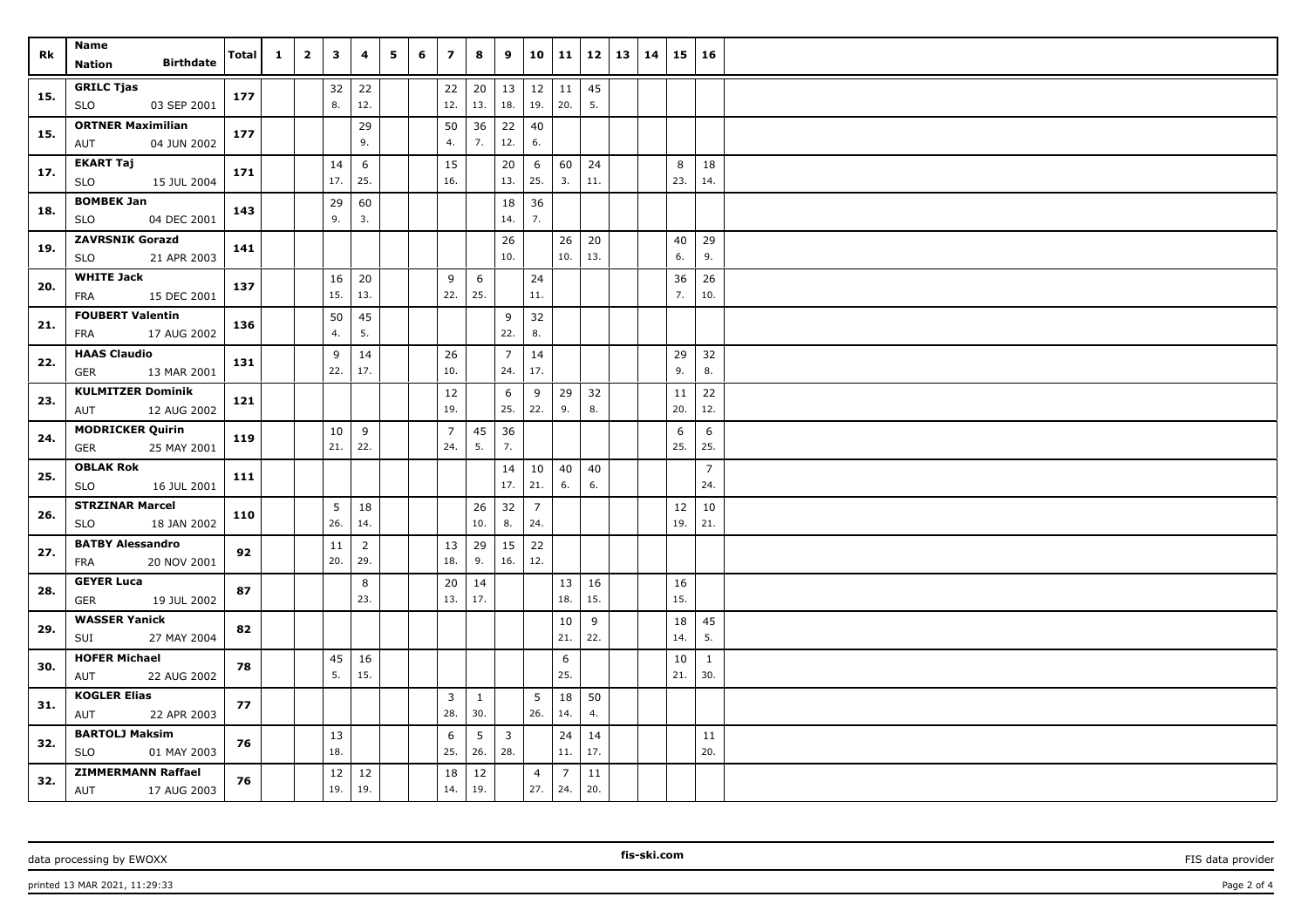| Rk | Name<br>Nation Birthdate | Total | 1 | 2 | 3 | 4 | 5 | 6 | 7 | 8 | 9 | 10 | 11 | 12 | 13 | 14 | 15 | 16 |
|---|---|---|---|---|---|---|---|---|---|---|---|---|---|---|---|---|---|---|
| 15. | GRILC Tjas | 177 | | | 32 | 22 | | | 22 | 20 | 13 | 12 | 11 | 45 | | | | |
| | SLO 03 SEP 2001 | | | | 8. | 12. | | | 12. | 13. | 18. | 19. | 20. | 5. | | | | |
| 15. | ORTNER Maximilian | 177 | | | | 29 | | | 50 | 36 | 22 | 40 | | | | | | |
| | AUT 04 JUN 2002 | | | | | 9. | | | 4. | 7. | 12. | 6. | | | | | | |
| 17. | EKART Taj | 171 | | | 14 | 6 | | | 15 | | 20 | 6 | 60 | 24 | | | 8 | 18 |
| | SLO 15 JUL 2004 | | | | 17. | 25. | | | 16. | | 13. | 25. | 3. | 11. | | | 23. | 14. |
| 18. | BOMBEK Jan | 143 | | | 29 | 60 | | | | | 18 | 36 | | | | | | |
| | SLO 04 DEC 2001 | | | | 9. | 3. | | | | | 14. | 7. | | | | | | |
| 19. | ZAVRSNIK Gorazd | 141 | | | | | | | | | 26 | | 26 | 20 | | | 40 | 29 |
| | SLO 21 APR 2003 | | | | | | | | | | 10. | | 10. | 13. | | | 6. | 9. |
| 20. | WHITE Jack | 137 | | | 16 | 20 | | | 9 | 6 | | 24 | | | | | 36 | 26 |
| | FRA 15 DEC 2001 | | | | 15. | 13. | | | 22. | 25. | | 11. | | | | | 7. | 10. |
| 21. | FOUBERT Valentin | 136 | | | 50 | 45 | | | | | 9 | 32 | | | | | | |
| | FRA 17 AUG 2002 | | | | 4. | 5. | | | | | 22. | 8. | | | | | | |
| 22. | HAAS Claudio | 131 | | | 9 | 14 | | | 26 | | 7 | 14 | | | | | 29 | 32 |
| | GER 13 MAR 2001 | | | | 22. | 17. | | | 10. | | 24. | 17. | | | | | 9. | 8. |
| 23. | KULMITZER Dominik | 121 | | | | | | | 12 | | 6 | 9 | 29 | 32 | | | 11 | 22 |
| | AUT 12 AUG 2002 | | | | | | | | 19. | | 25. | 22. | 9. | 8. | | | 20. | 12. |
| 24. | MODRICKER Quirin | 119 | | | 10 | 9 | | | 7 | 45 | 36 | | | | | | 6 | 6 |
| | GER 25 MAY 2001 | | | | 21. | 22. | | | 24. | 5. | 7. | | | | | | 25. | 25. |
| 25. | OBLAK Rok | 111 | | | | | | | | | 14 | 10 | 40 | 40 | | | | 7 |
| | SLO 16 JUL 2001 | | | | | | | | | | 17. | 21. | 6. | 6. | | | | 24. |
| 26. | STRZINAR Marcel | 110 | | | 5 | 18 | | | | 26 | 32 | 7 | | | | | 12 | 10 |
| | SLO 18 JAN 2002 | | | | 26. | 14. | | | | 10. | 8. | 24. | | | | | 19. | 21. |
| 27. | BATBY Alessandro | 92 | | | 11 | 2 | | | 13 | 29 | 15 | 22 | | | | | | |
| | FRA 20 NOV 2001 | | | | 20. | 29. | | | 18. | 9. | 16. | 12. | | | | | | |
| 28. | GEYER Luca | 87 | | | | 8 | | | 20 | 14 | | | 13 | 16 | | | 16 | |
| | GER 19 JUL 2002 | | | | | 23. | | | 13. | 17. | | | 18. | 15. | | | 15. | |
| 29. | WASSER Yanick | 82 | | | | | | | | | | | 10 | 9 | | | 18 | 45 |
| | SUI 27 MAY 2004 | | | | | | | | | | | | 21. | 22. | | | 14. | 5. |
| 30. | HOFER Michael | 78 | | | 45 | 16 | | | | | | | 6 | | | | 10 | 1 |
| | AUT 22 AUG 2002 | | | | 5. | 15. | | | | | | | 25. | | | | 21. | 30. |
| 31. | KOGLER Elias | 77 | | | | | | | 3 | 1 | | 5 | 18 | 50 | | | | |
| | AUT 22 APR 2003 | | | | | | | | 28. | 30. | | 26. | 14. | 4. | | | | |
| 32. | BARTOLJ Maksim | 76 | | | 13 | | | | 6 | 5 | 3 | | 24 | 14 | | | | 11 |
| | SLO 01 MAY 2003 | | | | 18. | | | | 25. | 26. | 28. | | 11. | 17. | | | | 20. |
| 32. | ZIMMERMANN Raffael | 76 | | | 12 | 12 | | | 18 | 12 | | 4 | 7 | 11 | | | | |
| | AUT 17 AUG 2003 | | | | 19. | 19. | | | 14. | 19. | | 27. | 24. | 20. | | | | |

data processing by EWOXX — fis-ski.com — FIS data provider

printed 13 MAR 2021, 11:29:33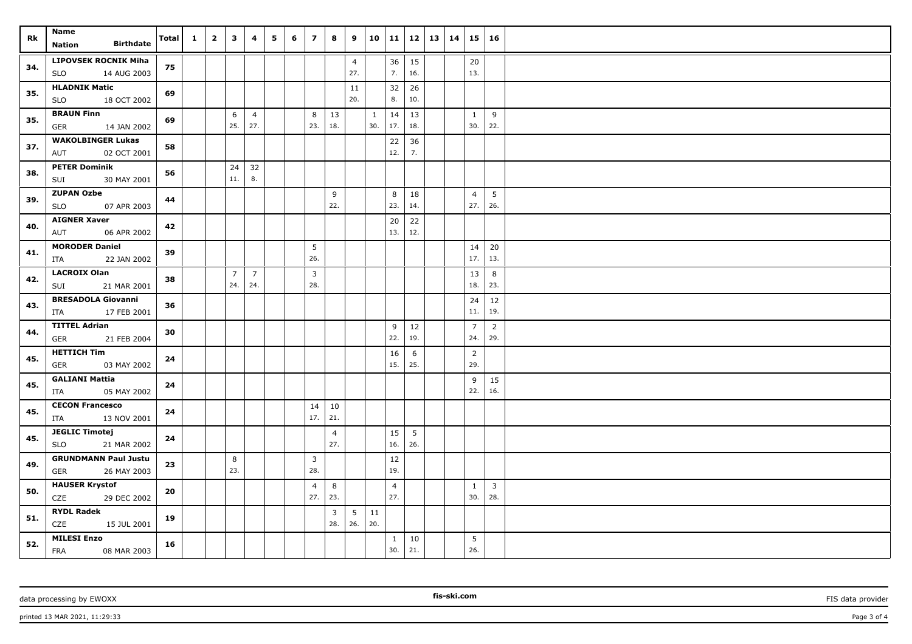| Rk | Name<br>Nation Birthdate | Total | 1 | 2 | 3 | 4 | 5 | 6 | 7 | 8 | 9 | 10 | 11 | 12 | 13 | 14 | 15 | 16 |
|---|---|---|---|---|---|---|---|---|---|---|---|---|---|---|---|---|---|---|
| 34. | LIPOVSEK ROCNIK Miha<br>SLO 14 AUG 2003 | 75 | | | | | | | | | 4<br>27. | | 36<br>7. | 15<br>16. | | | 20<br>13. | |
| 35. | HLADNIK Matic<br>SLO 18 OCT 2002 | 69 | | | | | | | | | 11<br>20. | | 32<br>8. | 26<br>10. | | | | |
| 35. | BRAUN Finn<br>GER 14 JAN 2002 | 69 | | | 6<br>25. | 4<br>27. | | | 8<br>23. | 13<br>18. | | 1<br>30. | 14<br>17. | 13<br>18. | | | 1<br>30. | 9<br>22. |
| 37. | WAKOLBINGER Lukas<br>AUT 02 OCT 2001 | 58 | | | | | | | | | | | 22<br>12. | 36<br>7. | | | | |
| 38. | PETER Dominik<br>SUI 30 MAY 2001 | 56 | | | 24<br>11. | 32<br>8. | | | | | | | | | | | | |
| 39. | ZUPAN Ozbe<br>SLO 07 APR 2003 | 44 | | | | | | | | 9<br>22. | | | 8<br>23. | 18<br>14. | | | 4<br>27. | 5<br>26. |
| 40. | AIGNER Xaver<br>AUT 06 APR 2002 | 42 | | | | | | | | | | | 20<br>13. | 22<br>12. | | | | |
| 41. | MORODER Daniel<br>ITA 22 JAN 2002 | 39 | | | | | | | 5<br>26. | | | | | | | | 14<br>17. | 20<br>13. |
| 42. | LACROIX Olan<br>SUI 21 MAR 2001 | 38 | | | 7<br>24. | 7<br>24. | | | 3<br>28. | | | | | | | | 13<br>18. | 8<br>23. |
| 43. | BRESADOLA Giovanni<br>ITA 17 FEB 2001 | 36 | | | | | | | | | | | | | | | 24<br>11. | 12<br>19. |
| 44. | TITTEL Adrian<br>GER 21 FEB 2004 | 30 | | | | | | | | | | | 9<br>22. | 12<br>19. | | | 7<br>24. | 2<br>29. |
| 45. | HETTICH Tim<br>GER 03 MAY 2002 | 24 | | | | | | | | | | | 16<br>15. | 6<br>25. | | | 2<br>29. | |
| 45. | GALIANI Mattia<br>ITA 05 MAY 2002 | 24 | | | | | | | | | | | | | | | 9<br>22. | 15<br>16. |
| 45. | CECON Francesco<br>ITA 13 NOV 2001 | 24 | | | | | | | 14<br>17. | 10<br>21. | | | | | | | | |
| 45. | JEGLIC Timotej<br>SLO 21 MAR 2002 | 24 | | | | | | | | 4<br>27. | | | 15<br>16. | 5<br>26. | | | | |
| 49. | GRUNDMANN Paul Justu<br>GER 26 MAY 2003 | 23 | | | 8<br>23. | | | | 3<br>28. | | | | 12<br>19. | | | | | |
| 50. | HAUSER Krystof<br>CZE 29 DEC 2002 | 20 | | | | | | | 4<br>27. | 8<br>23. | | | 4<br>27. | | | | 1<br>30. | 3<br>28. |
| 51. | RYDL Radek<br>CZE 15 JUL 2001 | 19 | | | | | | | | 3<br>28. | 5<br>26. | 11<br>20. | | | | | | |
| 52. | MILESI Enzo<br>FRA 08 MAR 2003 | 16 | | | | | | | | | | | 1<br>30. | 10<br>21. | | | 5<br>26. | |

data processing by EWOXX | fis-ski.com | FIS data provider

printed 13 MAR 2021, 11:29:33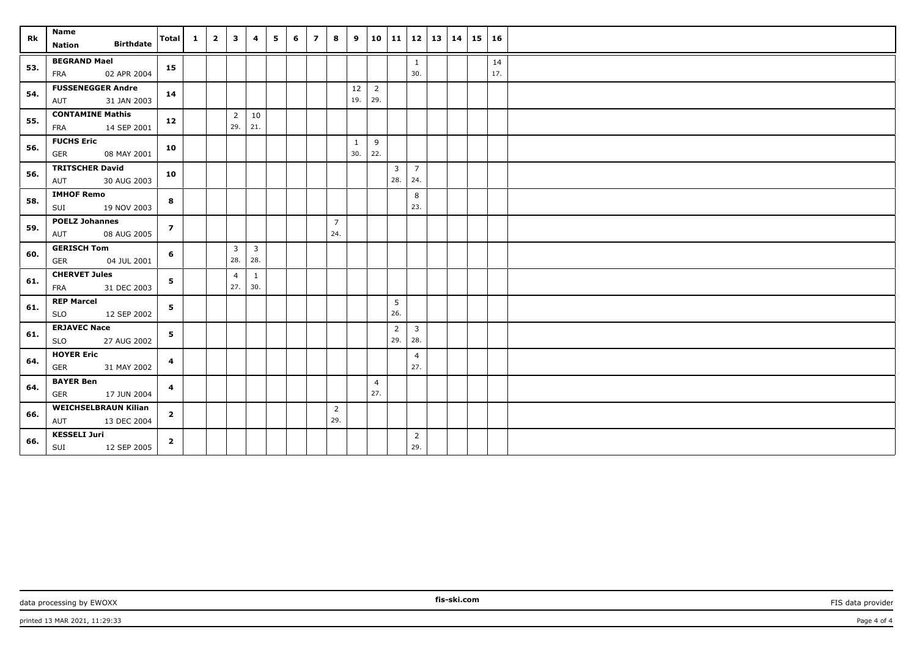| Rk | Name<br>Nation Birthdate | Total | 1 | 2 | 3 | 4 | 5 | 6 | 7 | 8 | 9 | 10 | 11 | 12 | 13 | 14 | 15 | 16 |
|---|---|---|---|---|---|---|---|---|---|---|---|---|---|---|---|---|---|---|
| 53. | **BEGRAND Mael**<br>FRA 02 APR 2004 | **15** | | | | | | | | | | | | 1<br>30. | | | | 14<br>17. |
| 54. | **FUSSENEGGER Andre**<br>AUT 31 JAN 2003 | **14** | | | | | | | | | 12<br>19. | 2<br>29. | | | | | | |
| 55. | **CONTAMINE Mathis**<br>FRA 14 SEP 2001 | **12** | | | 2<br>29. | 10<br>21. | | | | | | | | | | | | |
| 56. | **FUCHS Eric**<br>GER 08 MAY 2001 | **10** | | | | | | | | | 1<br>30. | 9<br>22. | | | | | | |
| 56. | **TRITSCHER David**<br>AUT 30 AUG 2003 | **10** | | | | | | | | | | | 3<br>28. | 7<br>24. | | | | |
| 58. | **IMHOF Remo**<br>SUI 19 NOV 2003 | **8** | | | | | | | | | | | | 8<br>23. | | | | |
| 59. | **POELZ Johannes**<br>AUT 08 AUG 2005 | **7** | | | | | | | | 7<br>24. | | | | | | | | |
| 60. | **GERISCH Tom**<br>GER 04 JUL 2001 | **6** | | | 3<br>28. | 3<br>28. | | | | | | | | | | | | |
| 61. | **CHERVET Jules**<br>FRA 31 DEC 2003 | **5** | | | 4<br>27. | 1<br>30. | | | | | | | | | | | | |
| 61. | **REP Marcel**<br>SLO 12 SEP 2002 | **5** | | | | | | | | | | | 5<br>26. | | | | | |
| 61. | **ERJAVEC Nace**<br>SLO 27 AUG 2002 | **5** | | | | | | | | | | | 2<br>29. | 3<br>28. | | | | |
| 64. | **HOYER Eric**<br>GER 31 MAY 2002 | **4** | | | | | | | | | | | | 4<br>27. | | | | |
| 64. | **BAYER Ben**<br>GER 17 JUN 2004 | **4** | | | | | | | | | | 4<br>27. | | | | | | |
| 66. | **WEICHSELBRAUN Kilian**<br>AUT 13 DEC 2004 | **2** | | | | | | | | 2<br>29. | | | | | | | | |
| 66. | **KESSELI Juri**<br>SUI 12 SEP 2005 | **2** | | | | | | | | | | | | 2<br>29. | | | | |

data processing by EWOXX | **fis-ski.com** | FIS data provider

printed 13 MAR 2021, 11:29:33